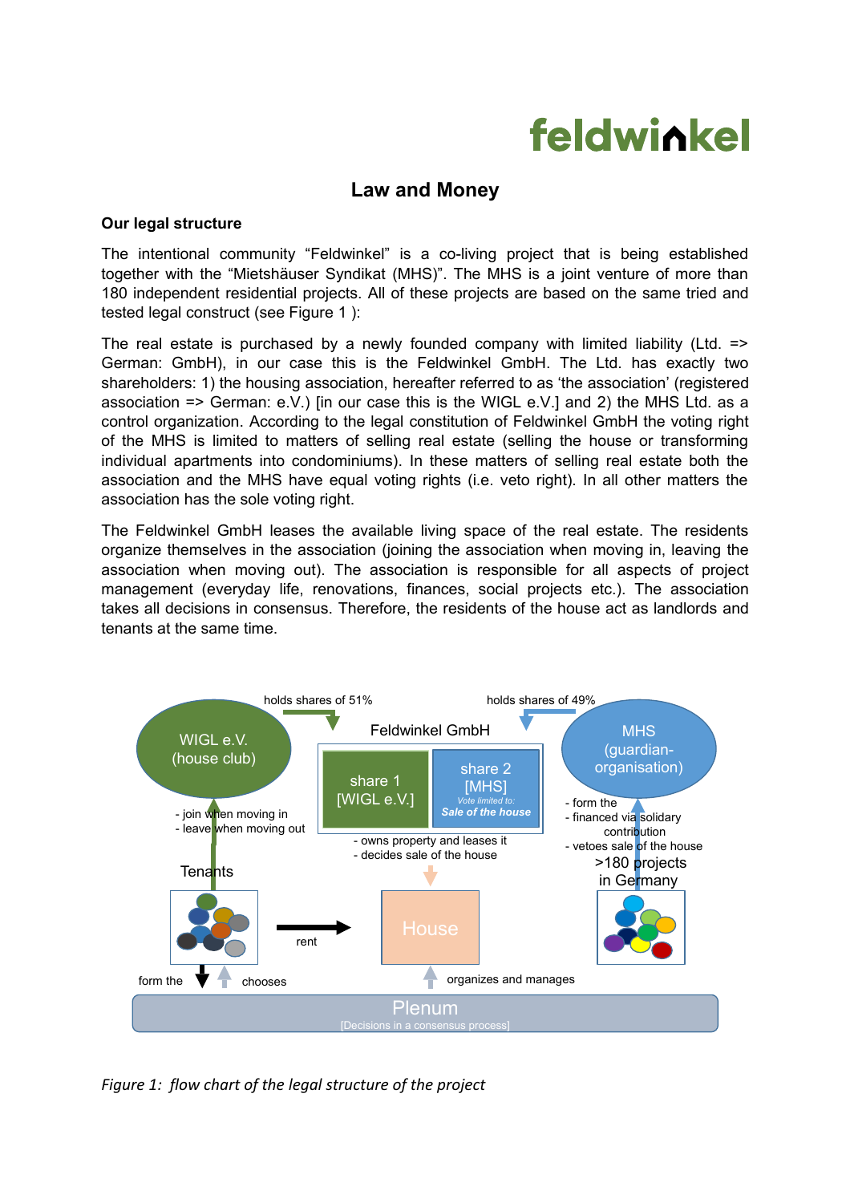feldwinkel

# Law and Money

## Our legal structure

The intentional community "Feldwinkel" is a co-living project that is being established together with the "Mietshäuser Syndikat (MHS)". The MHS is a joint venture of more than 180 independent residential projects. All of these projects are based on the same tried and tested legal construct (see Figure 1 ):

The real estate is purchased by a newly founded company with limited liability (Ltd. => German: GmbH), in our case this is the Feldwinkel GmbH. The Ltd. has exactly two shareholders: 1) the housing association, hereafter referred to as 'the association' (registered association => German: e.V.) [in our case this is the WIGL e.V.] and 2) the MHS Ltd. as a control organization. According to the legal constitution of Feldwinkel GmbH the voting right of the MHS is limited to matters of selling real estate (selling the house or transforming individual apartments into condominiums). In these matters of selling real estate both the association and the MHS have equal voting rights (i.e. veto right). In all other matters the association has the sole voting right.

The Feldwinkel GmbH leases the available living space of the real estate. The residents organize themselves in the association (joining the association when moving in, leaving the association when moving out). The association is responsible for all aspects of project management (everyday life, renovations, finances, social projects etc.). The association takes all decisions in consensus. Therefore, the residents of the house act as landlords and tenants at the same time.

*Figure 1: flow chart of the legal structure of the project*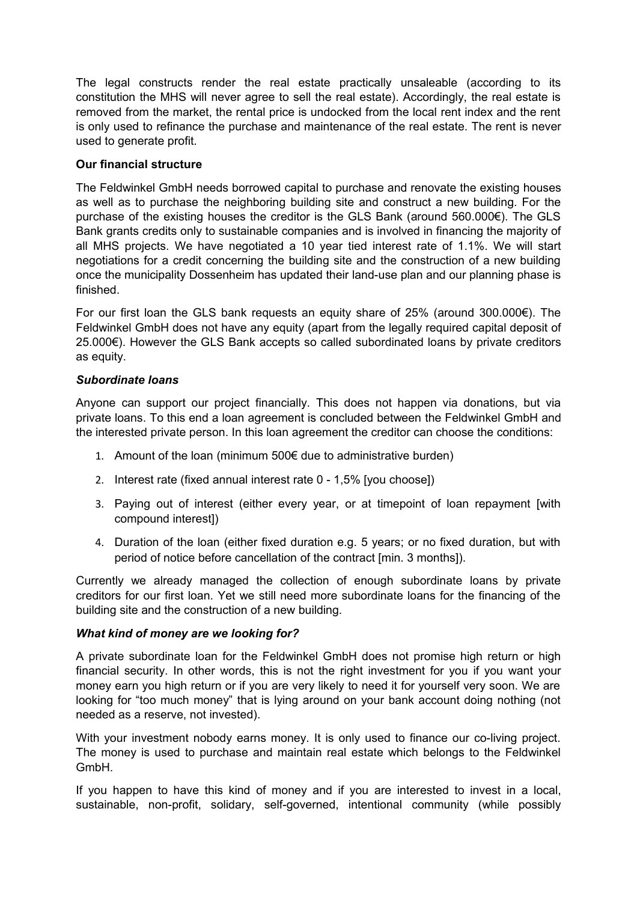The legal constructs render the real estate practically unsaleable (according to its constitution the MHS will never agree to sell the real estate). Accordingly, the real estate is removed from the market, the rental price is undocked from the local rent index and the rent is only used to refinance the purchase and maintenance of the real estate. The rent is never used to generate profit.

**Our financial structure**

The Feldwinkel GmbH needs borrowed capital to purchase and renovate the existing houses as well as to purchase the neighboring building site and construct a new building. For the purchase of the existing houses the creditor is the GLS Bank (around 560.000€). The GLS Bank grants credits only to sustainable companies and is involved in financing the majority of all MHS projects. We have negotiated a 10 year tied interest rate of 1.1%. We will start negotiations for a credit concerning the building site and the construction of a new building once the municipality Dossenheim has updated their land-use plan and our planning phase is finished.

For our first loan the GLS bank requests an equity share of 25% (around 300.000€). The Feldwinkel GmbH does not have any equity (apart from the legally required capital deposit of 25.000€). However the GLS Bank accepts so called subordinated loans by private creditors as equity.

***Subordinate loans***

Anyone can support our project financially. This does not happen via donations, but via private loans. To this end a loan agreement is concluded between the Feldwinkel GmbH and the interested private person. In this loan agreement the creditor can choose the conditions:

1. Amount of the loan (minimum 500€ due to administrative burden)
2. Interest rate (fixed annual interest rate 0 - 1,5% [you choose])
3. Paying out of interest (either every year, or at timepoint of loan repayment [with compound interest])
4. Duration of the loan (either fixed duration e.g. 5 years; or no fixed duration, but with period of notice before cancellation of the contract [min. 3 months]).

Currently we already managed the collection of enough subordinate loans by private creditors for our first loan. Yet we still need more subordinate loans for the financing of the building site and the construction of a new building.

***What kind of money are we looking for?***

A private subordinate loan for the Feldwinkel GmbH does not promise high return or high financial security. In other words, this is not the right investment for you if you want your money earn you high return or if you are very likely to need it for yourself very soon. We are looking for "too much money" that is lying around on your bank account doing nothing (not needed as a reserve, not invested).

With your investment nobody earns money. It is only used to finance our co-living project. The money is used to purchase and maintain real estate which belongs to the Feldwinkel GmbH.

If you happen to have this kind of money and if you are interested to invest in a local, sustainable, non-profit, solidary, self-governed, intentional community (while possibly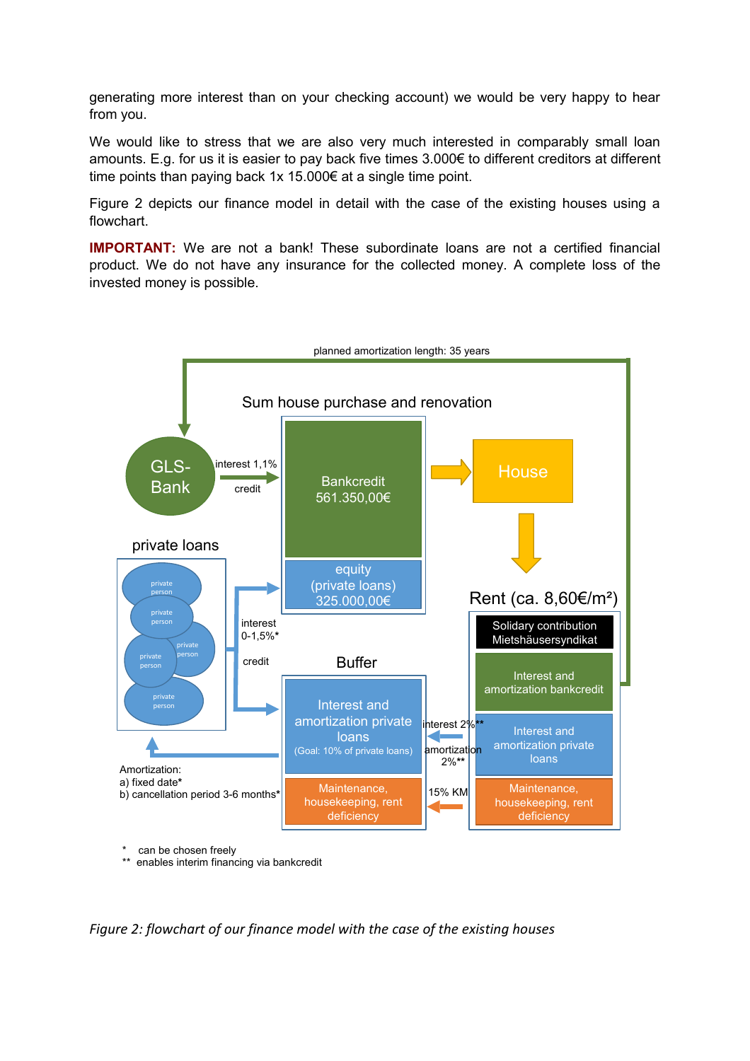generating more interest than on your checking account) we would be very happy to hear from you.

We would like to stress that we are also very much interested in comparably small loan amounts. E.g. for us it is easier to pay back five times 3.000€ to different creditors at different time points than paying back 1x 15.000€ at a single time point.

Figure 2 depicts our finance model in detail with the case of the existing houses using a flowchart.

**IMPORTANT:** We are not a bank! These subordinate loans are not a certified financial product. We do not have any insurance for the collected money. A complete loss of the invested money is possible.

planned amortization length: 35 years

Sum house purchase and renovation

GLS-Bank

interest 1,1%

credit

Bankcredit 561.350,00€

equity (private loans) 325.000,00€

House

private loans

private person

private person

private person

private person

private person

interest 0-1,5%*

credit

Buffer

Rent (ca. 8,60€/m²)

Solidary contribution Mietshäusersyndikat

Interest and amortization bankcredit

Interest and amortization private loans (Goal: 10% of private loans)

interest 2%**

amortization 2%**

Interest and amortization private loans

Amortization:
a) fixed date*
b) cancellation period 3-6 months*

Maintenance, housekeeping, rent deficiency

15% KM

Maintenance, housekeeping, rent deficiency

\* can be chosen freely
\*\* enables interim financing via bankcredit

*Figure 2: flowchart of our finance model with the case of the existing houses*